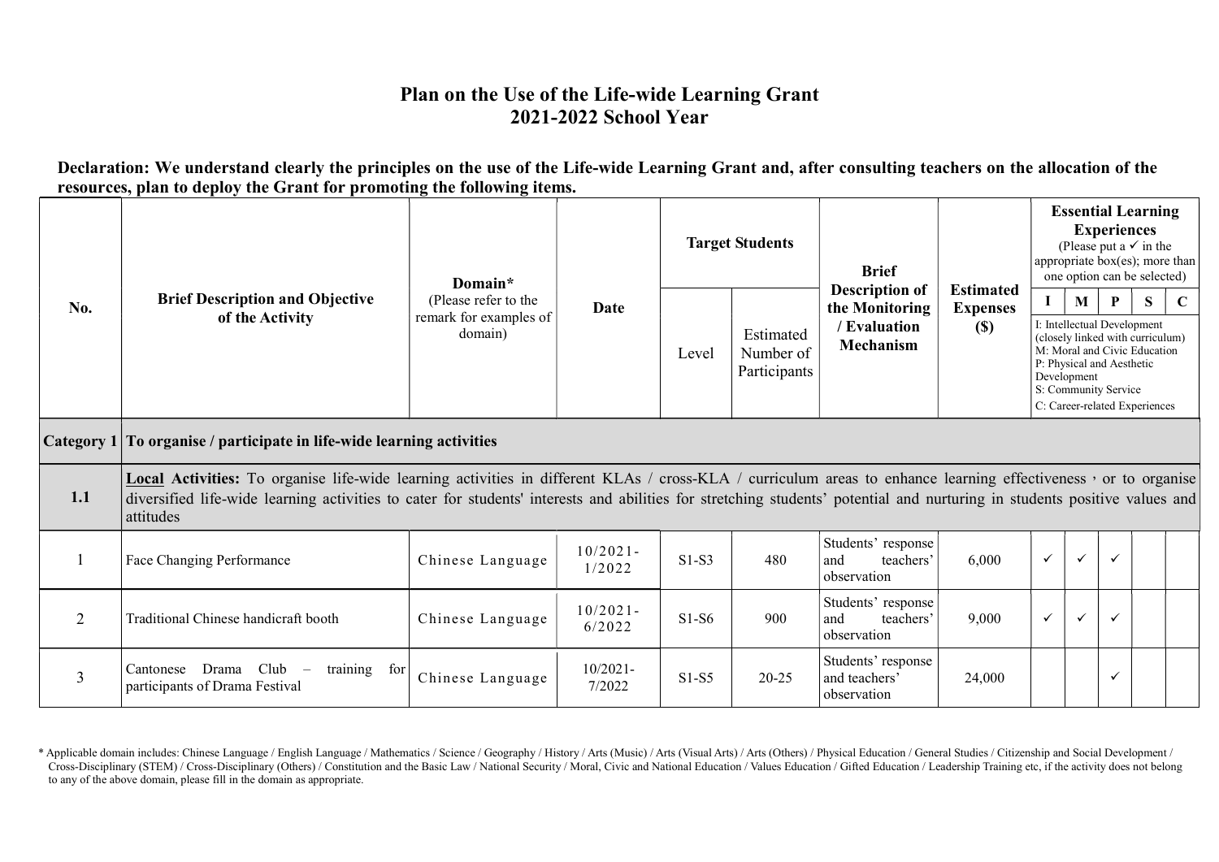# Plan on the Use of the Life-wide Learning Grant
# 2021-2022 School Year

**Declaration: We understand clearly the principles on the use of the Life-wide Learning Grant and, after consulting teachers on the allocation of the resources, plan to deploy the Grant for promoting the following items.**

| No. | Brief Description and Objective of the Activity | Domain* (Please refer to the remark for examples of domain) | Date | Target Students | | Brief Description of the Monitoring / Evaluation Mechanism | Estimated Expenses ($) | Essential Learning Experiences (Please put a ✓ in the appropriate box(es); more than one option can be selected) I: Intellectual Development (closely linked with curriculum) M: Moral and Civic Education P: Physical and Aesthetic Development S: Community Service C: Career-related Experiences | | | | |
|---|---|---|---|---|---|---|---|---|---|---|---|---|
| | | | | Level | Estimated Number of Participants | | | I | M | P | S | C |
| **Category 1** | **To organise / participate in life-wide learning activities** | | | | | | | | | | | |
| **1.1** | **Local Activities:** To organise life-wide learning activities in different KLAs / cross-KLA / curriculum areas to enhance learning effectiveness，or to organise diversified life-wide learning activities to cater for students' interests and abilities for stretching students' potential and nurturing in students positive values and attitudes | | | | | | | | | | | |
| 1 | Face Changing Performance | Chinese Language | 10/2021-1/2022 | S1-S3 | 480 | Students' response and teachers' observation | 6,000 | ✓ | ✓ | ✓ | | |
| 2 | Traditional Chinese handicraft booth | Chinese Language | 10/2021-6/2022 | S1-S6 | 900 | Students' response and teachers' observation | 9,000 | ✓ | ✓ | ✓ | | |
| 3 | Cantonese Drama Club – training for participants of Drama Festival | Chinese Language | 10/2021-7/2022 | S1-S5 | 20-25 | Students' response and teachers' observation | 24,000 | | | ✓ | | |

\* Applicable domain includes: Chinese Language / English Language / Mathematics / Science / Geography / History / Arts (Music) / Arts (Visual Arts) / Arts (Others) / Physical Education / General Studies / Citizenship and Social Development / Cross-Disciplinary (STEM) / Cross-Disciplinary (Others) / Constitution and the Basic Law / National Security / Moral, Civic and National Education / Values Education / Gifted Education / Leadership Training etc, if the activity does not belong to any of the above domain, please fill in the domain as appropriate.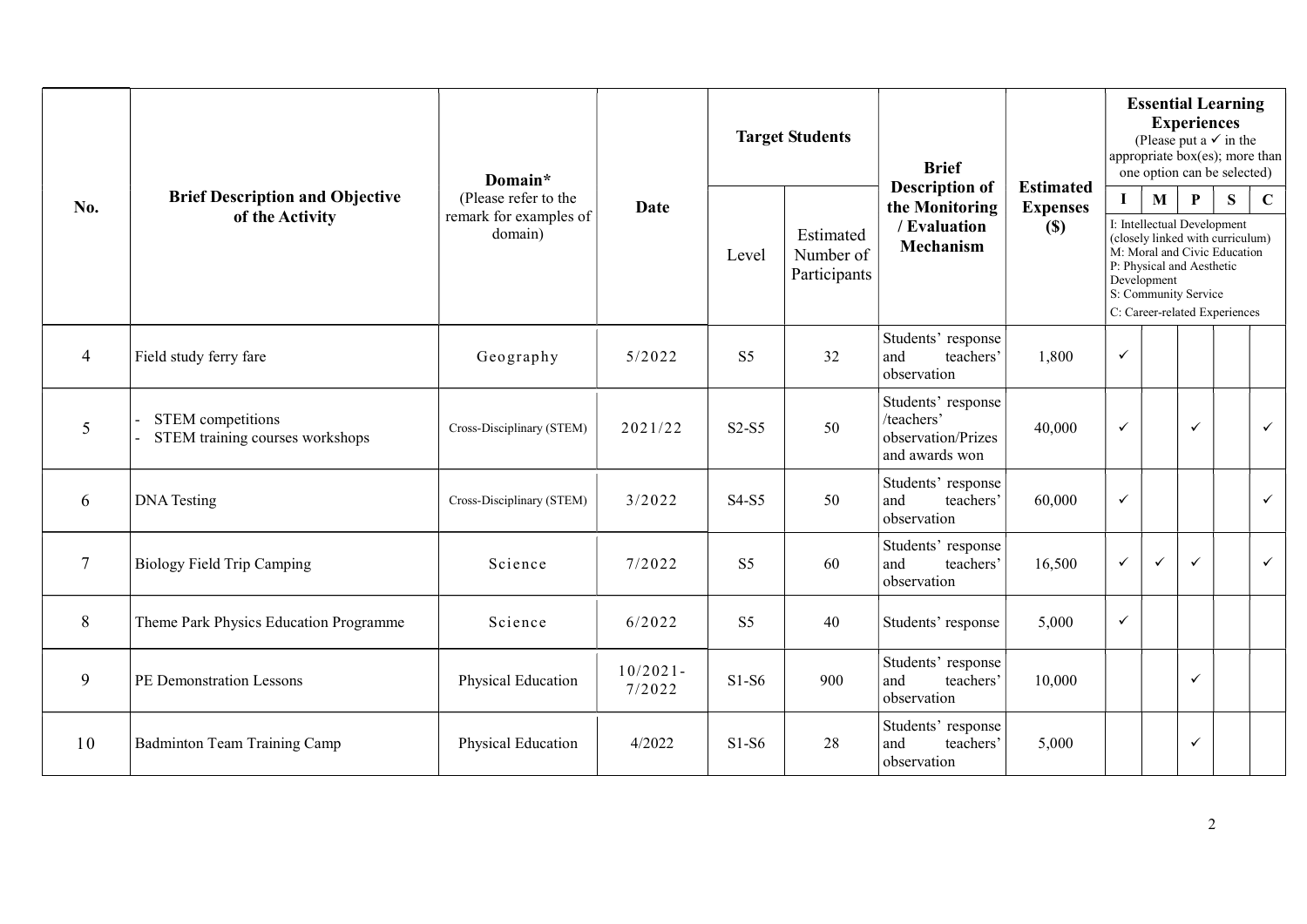| No. | Brief Description and Objective of the Activity | Domain* (Please refer to the remark for examples of domain) | Date | Target Students | | Brief Description of the Monitoring / Evaluation Mechanism | Estimated Expenses ($) | Essential Learning Experiences (Please put a ✓ in the appropriate box(es); more than one option can be selected) | | | | |
|---|---|---|---|---|---|---|---|---|---|---|---|---|
| | | | | Level | Estimated Number of Participants | | | I | M | P | S | C |
| | | | | | | | | I: Intellectual Development (closely linked with curriculum) M: Moral and Civic Education P: Physical and Aesthetic Development S: Community Service C: Career-related Experiences | | | | |
| 4 | Field study ferry fare | Geography | 5/2022 | S5 | 32 | Students' response and teachers' observation | 1,800 | ✓ | | | | |
| 5 | - STEM competitions<br>- STEM training courses workshops | Cross-Disciplinary (STEM) | 2021/22 | S2-S5 | 50 | Students' response /teachers' observation/Prizes and awards won | 40,000 | ✓ | | ✓ | | ✓ |
| 6 | DNA Testing | Cross-Disciplinary (STEM) | 3/2022 | S4-S5 | 50 | Students' response and teachers' observation | 60,000 | ✓ | | | | ✓ |
| 7 | Biology Field Trip Camping | Science | 7/2022 | S5 | 60 | Students' response and teachers' observation | 16,500 | ✓ | ✓ | ✓ | | ✓ |
| 8 | Theme Park Physics Education Programme | Science | 6/2022 | S5 | 40 | Students' response | 5,000 | ✓ | | | | |
| 9 | PE Demonstration Lessons | Physical Education | 10/2021-7/2022 | S1-S6 | 900 | Students' response and teachers' observation | 10,000 | | | ✓ | | |
| 10 | Badminton Team Training Camp | Physical Education | 4/2022 | S1-S6 | 28 | Students' response and teachers' observation | 5,000 | | | ✓ | | |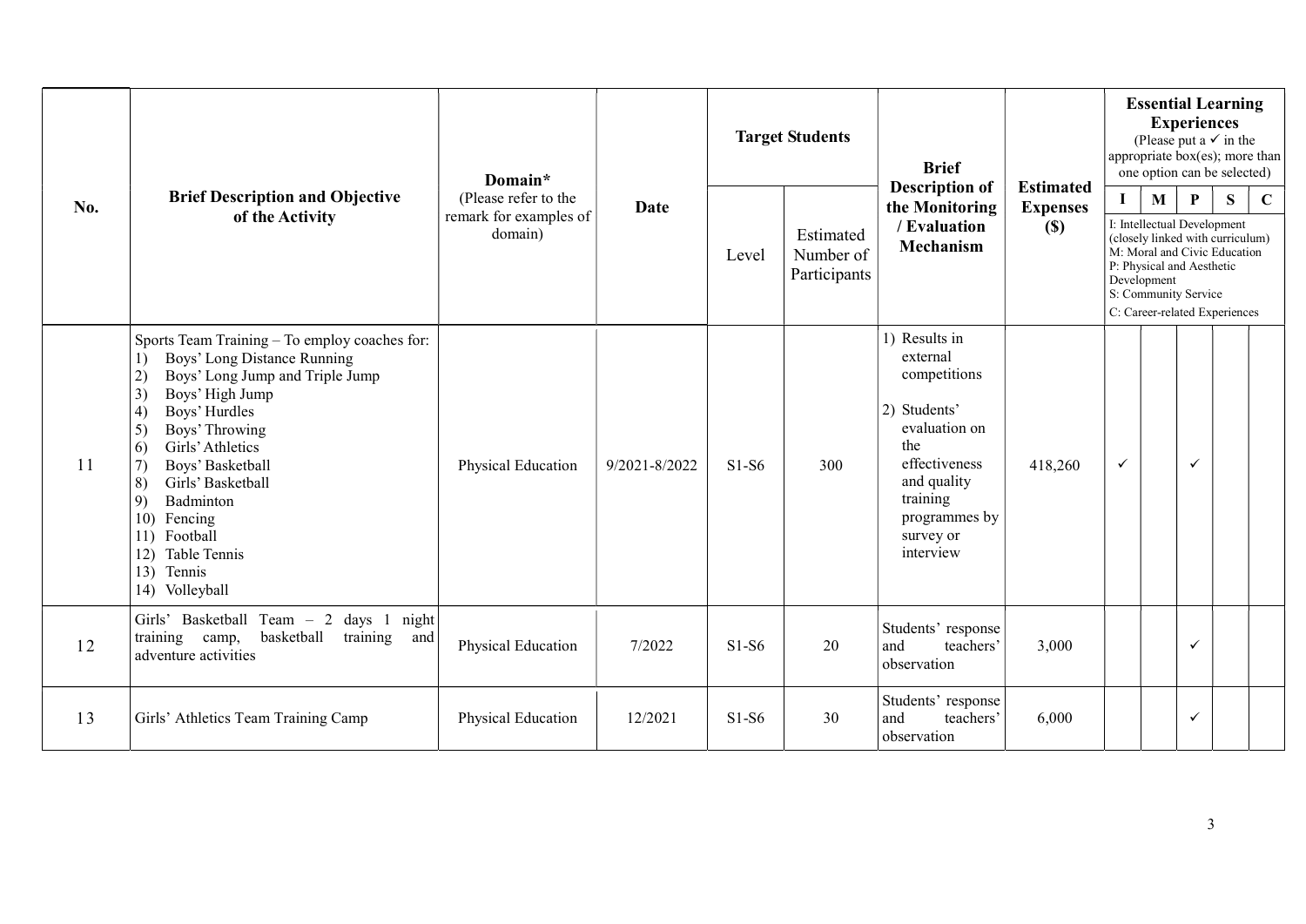| No. | Brief Description and Objective of the Activity | Domain* (Please refer to the remark for examples of domain) | Date | Target Students | | Brief Description of the Monitoring / Evaluation Mechanism | Estimated Expenses ($) | Essential Learning Experiences (Please put a ✓ in the appropriate box(es); more than one option can be selected) I: Intellectual Development (closely linked with curriculum) M: Moral and Civic Education P: Physical and Aesthetic Development S: Community Service C: Career-related Experiences | | | | |
|---|---|---|---|---|---|---|---|---|---|---|---|---|
| | | | | Level | Estimated Number of Participants | | | I | M | P | S | C |
| 11 | Sports Team Training – To employ coaches for:<br>1) Boys' Long Distance Running<br>2) Boys' Long Jump and Triple Jump<br>3) Boys' High Jump<br>4) Boys' Hurdles<br>5) Boys' Throwing<br>6) Girls' Athletics<br>7) Boys' Basketball<br>8) Girls' Basketball<br>9) Badminton<br>10) Fencing<br>11) Football<br>12) Table Tennis<br>13) Tennis<br>14) Volleyball | Physical Education | 9/2021-8/2022 | S1-S6 | 300 | 1) Results in external competitions<br>2) Students' evaluation on the effectiveness and quality training programmes by survey or interview | 418,260 | ✓ | | ✓ | | |
| 12 | Girls' Basketball Team – 2 days 1 night training camp, basketball training and adventure activities | Physical Education | 7/2022 | S1-S6 | 20 | Students' response and teachers' observation | 3,000 | | | ✓ | | |
| 13 | Girls' Athletics Team Training Camp | Physical Education | 12/2021 | S1-S6 | 30 | Students' response and teachers' observation | 6,000 | | | ✓ | | |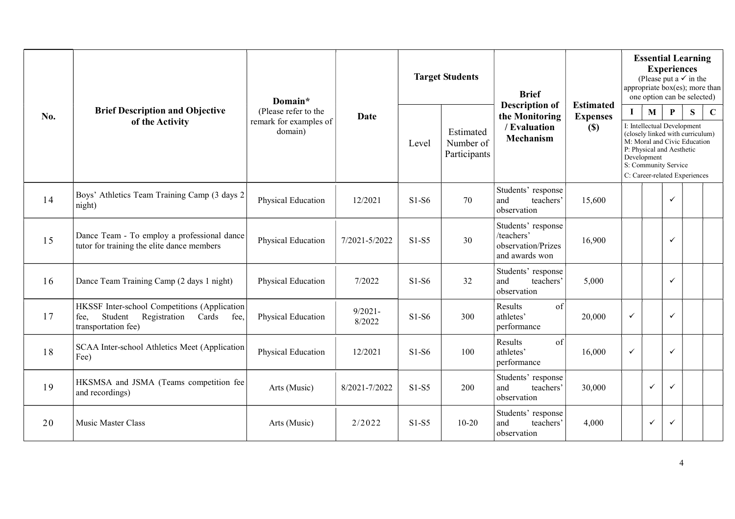| No. | Brief Description and Objective of the Activity | Domain* (Please refer to the remark for examples of domain) | Date | Target Students | | Brief Description of the Monitoring / Evaluation Mechanism | Estimated Expenses ($) | Essential Learning Experiences (Please put a ✓ in the appropriate box(es); more than one option can be selected) I: Intellectual Development (closely linked with curriculum) M: Moral and Civic Education P: Physical and Aesthetic Development S: Community Service C: Career-related Experiences | | | | |
|---|---|---|---|---|---|---|---|---|---|---|---|---|
| | | | | Level | Estimated Number of Participants | | | I | M | P | S | C |
| 14 | Boys' Athletics Team Training Camp (3 days 2 night) | Physical Education | 12/2021 | S1-S6 | 70 | Students' response and teachers' observation | 15,600 | | | ✓ | | |
| 15 | Dance Team - To employ a professional dance tutor for training the elite dance members | Physical Education | 7/2021-5/2022 | S1-S5 | 30 | Students' response /teachers' observation/Prizes and awards won | 16,900 | | | ✓ | | |
| 16 | Dance Team Training Camp (2 days 1 night) | Physical Education | 7/2022 | S1-S6 | 32 | Students' response and teachers' observation | 5,000 | | | ✓ | | |
| 17 | HKSSF Inter-school Competitions (Application fee, Student Registration Cards fee, transportation fee) | Physical Education | 9/2021-8/2022 | S1-S6 | 300 | Results of athletes' performance | 20,000 | ✓ | | ✓ | | |
| 18 | SCAA Inter-school Athletics Meet (Application Fee) | Physical Education | 12/2021 | S1-S6 | 100 | Results of athletes' performance | 16,000 | ✓ | | ✓ | | |
| 19 | HKSMSA and JSMA (Teams competition fee and recordings) | Arts (Music) | 8/2021-7/2022 | S1-S5 | 200 | Students' response and teachers' observation | 30,000 | | ✓ | ✓ | | |
| 20 | Music Master Class | Arts (Music) | 2/2022 | S1-S5 | 10-20 | Students' response and teachers' observation | 4,000 | | ✓ | ✓ | | |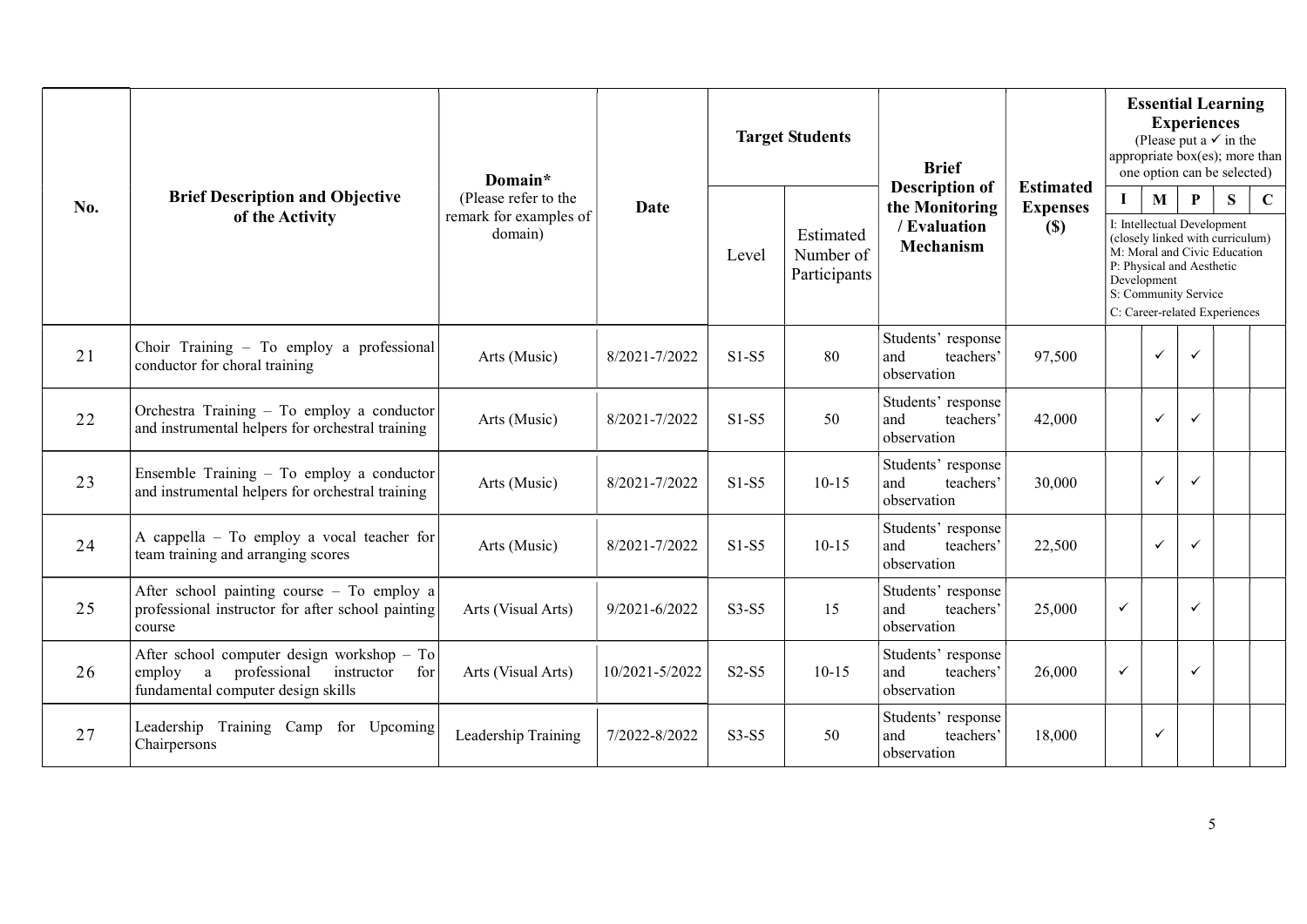| No. | Brief Description and Objective of the Activity | Domain* (Please refer to the remark for examples of domain) | Date | Target Students | | Brief Description of the Monitoring / Evaluation Mechanism | Estimated Expenses ($) | Essential Learning Experiences (Please put a ✓ in the appropriate box(es); more than one option can be selected) I: Intellectual Development (closely linked with curriculum) M: Moral and Civic Education P: Physical and Aesthetic Development S: Community Service C: Career-related Experiences | | | | |
|---|---|---|---|---|---|---|---|---|---|---|---|---|
| | | | | Level | Estimated Number of Participants | | | I | M | P | S | C |
| 21 | Choir Training – To employ a professional conductor for choral training | Arts (Music) | 8/2021-7/2022 | S1-S5 | 80 | Students' response and teachers' observation | 97,500 | | ✓ | ✓ | | |
| 22 | Orchestra Training – To employ a conductor and instrumental helpers for orchestral training | Arts (Music) | 8/2021-7/2022 | S1-S5 | 50 | Students' response and teachers' observation | 42,000 | | ✓ | ✓ | | |
| 23 | Ensemble Training – To employ a conductor and instrumental helpers for orchestral training | Arts (Music) | 8/2021-7/2022 | S1-S5 | 10-15 | Students' response and teachers' observation | 30,000 | | ✓ | ✓ | | |
| 24 | A cappella – To employ a vocal teacher for team training and arranging scores | Arts (Music) | 8/2021-7/2022 | S1-S5 | 10-15 | Students' response and teachers' observation | 22,500 | | ✓ | ✓ | | |
| 25 | After school painting course – To employ a professional instructor for after school painting course | Arts (Visual Arts) | 9/2021-6/2022 | S3-S5 | 15 | Students' response and teachers' observation | 25,000 | ✓ | | ✓ | | |
| 26 | After school computer design workshop – To employ a professional instructor for fundamental computer design skills | Arts (Visual Arts) | 10/2021-5/2022 | S2-S5 | 10-15 | Students' response and teachers' observation | 26,000 | ✓ | | ✓ | | |
| 27 | Leadership Training Camp for Upcoming Chairpersons | Leadership Training | 7/2022-8/2022 | S3-S5 | 50 | Students' response and teachers' observation | 18,000 | | ✓ | | | |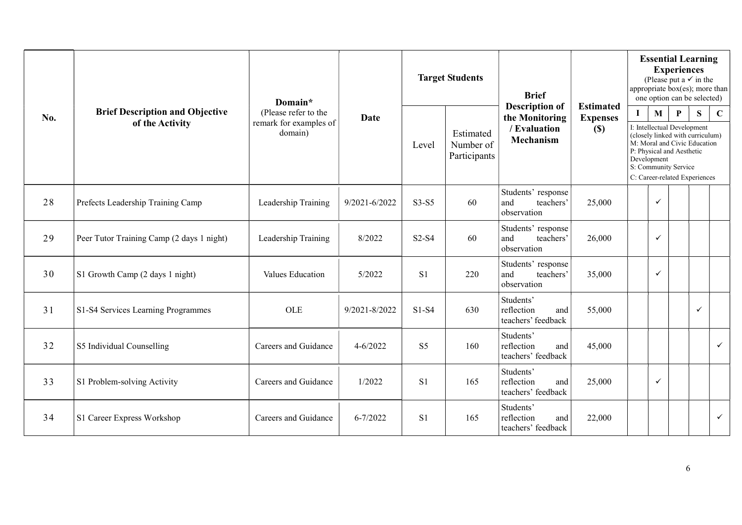| No. | Brief Description and Objective of the Activity | Domain* (Please refer to the remark for examples of domain) | Date | Target Students | | Brief Description of the Monitoring / Evaluation Mechanism | Estimated Expenses ($) | Essential Learning Experiences (Please put a ✓ in the appropriate box(es); more than one option can be selected) I: Intellectual Development (closely linked with curriculum) M: Moral and Civic Education P: Physical and Aesthetic Development S: Community Service C: Career-related Experiences | | | | |
|---|---|---|---|---|---|---|---|---|---|---|---|---|
| | | | | Level | Estimated Number of Participants | | | I | M | P | S | C |
| 28 | Prefects Leadership Training Camp | Leadership Training | 9/2021-6/2022 | S3-S5 | 60 | Students' response and teachers' observation | 25,000 | | ✓ | | | |
| 29 | Peer Tutor Training Camp (2 days 1 night) | Leadership Training | 8/2022 | S2-S4 | 60 | Students' response and teachers' observation | 26,000 | | ✓ | | | |
| 30 | S1 Growth Camp (2 days 1 night) | Values Education | 5/2022 | S1 | 220 | Students' response and teachers' observation | 35,000 | | ✓ | | | |
| 31 | S1-S4 Services Learning Programmes | OLE | 9/2021-8/2022 | S1-S4 | 630 | Students' reflection and teachers' feedback | 55,000 | | | | ✓ | |
| 32 | S5 Individual Counselling | Careers and Guidance | 4-6/2022 | S5 | 160 | Students' reflection and teachers' feedback | 45,000 | | | | | ✓ |
| 33 | S1 Problem-solving Activity | Careers and Guidance | 1/2022 | S1 | 165 | Students' reflection and teachers' feedback | 25,000 | | ✓ | | | |
| 34 | S1 Career Express Workshop | Careers and Guidance | 6-7/2022 | S1 | 165 | Students' reflection and teachers' feedback | 22,000 | | | | | ✓ |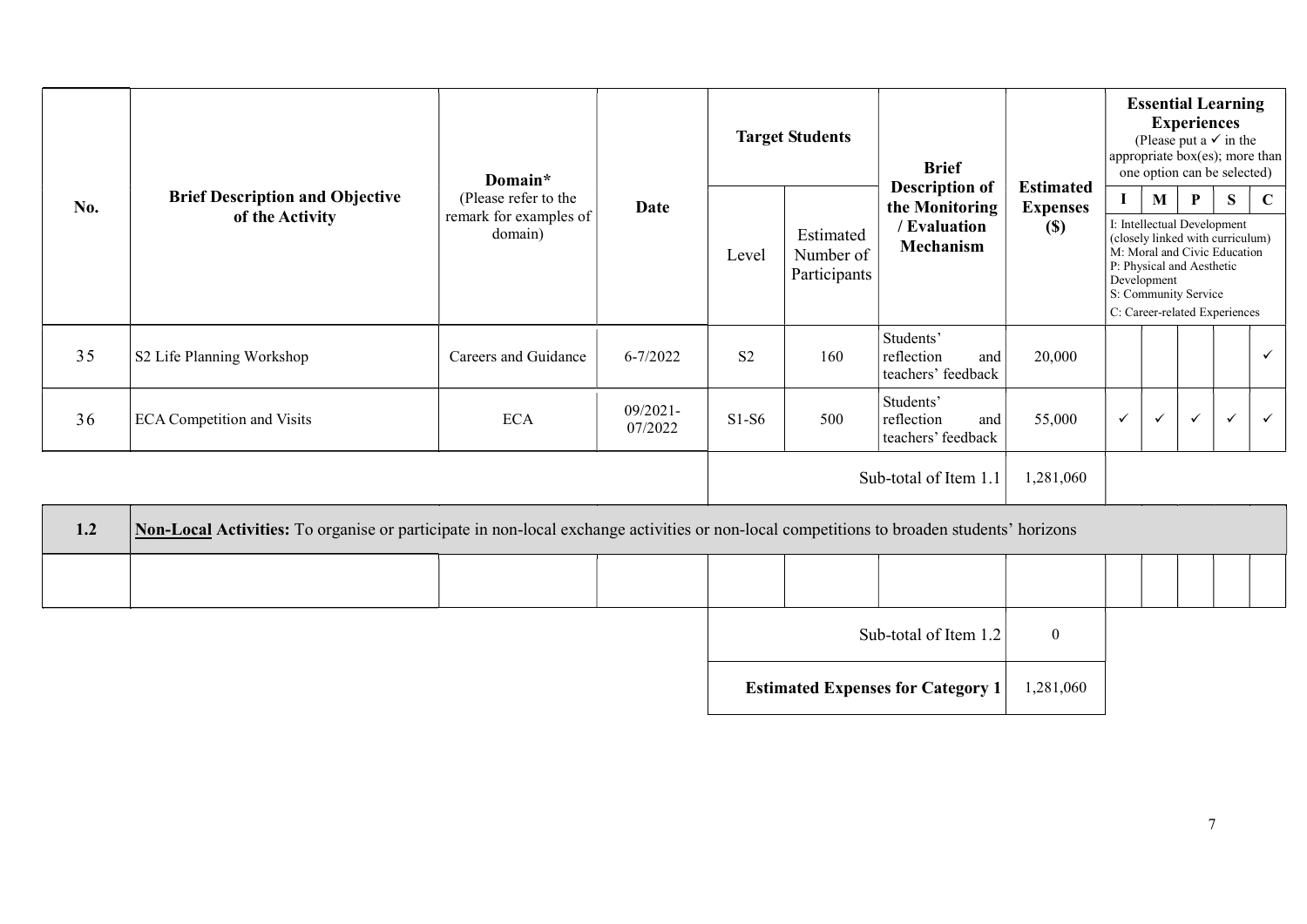| No. | Brief Description and Objective of the Activity | Domain* (Please refer to the remark for examples of domain) | Date | Target Students | | Brief Description of the Monitoring / Evaluation Mechanism | Estimated Expenses ($) | Essential Learning Experiences (Please put a ✓ in the appropriate box(es); more than one option can be selected) | | | | |
|---|---|---|---|---|---|---|---|---|---|---|---|---|
| | | | | Level | Estimated Number of Participants | | | I | M | P | S | C |
| | | | | | | | | I: Intellectual Development (closely linked with curriculum) M: Moral and Civic Education P: Physical and Aesthetic Development S: Community Service C: Career-related Experiences | | | | |
| 35 | S2 Life Planning Workshop | Careers and Guidance | 6-7/2022 | S2 | 160 | Students' reflection and teachers' feedback | 20,000 | | | | | ✓ |
| 36 | ECA Competition and Visits | ECA | 09/2021-07/2022 | S1-S6 | 500 | Students' reflection and teachers' feedback | 55,000 | ✓ | ✓ | ✓ | ✓ | ✓ |
| | | | | Sub-total of Item 1.1 | | | 1,281,060 | | | | | |
| 1.2 | **Non-Local Activities:** To organise or participate in non-local exchange activities or non-local competitions to broaden students' horizons | | | | | | | | | | | |
| | | | | | | | | | | | | |
| | | | | Sub-total of Item 1.2 | | | 0 | | | | | |
| | | | | **Estimated Expenses for Category 1** | | | 1,281,060 | | | | | |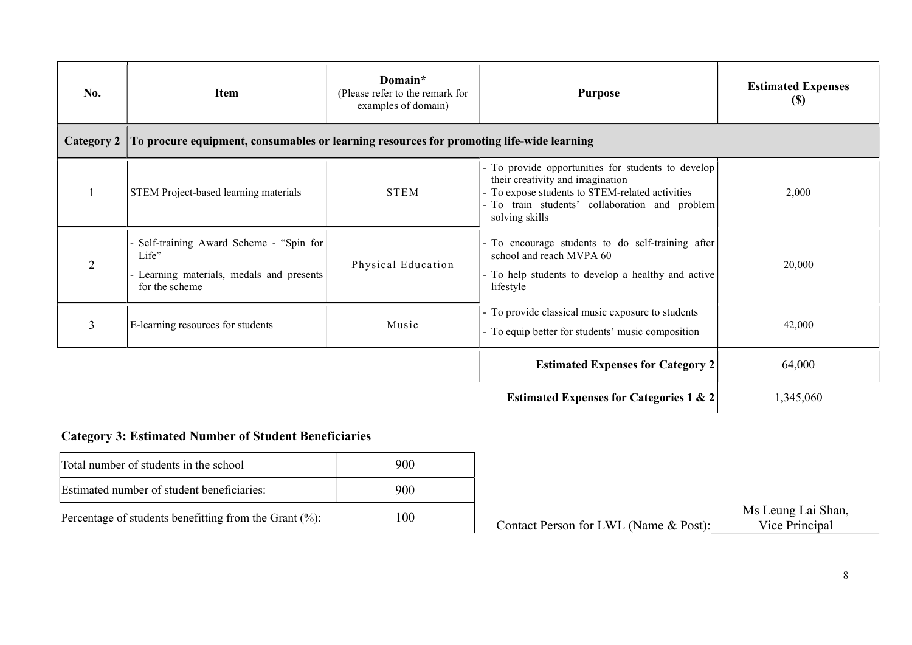| No. | Item | Domain* (Please refer to the remark for examples of domain) | Purpose | Estimated Expenses ($) |
|---|---|---|---|---|
| **Category 2** | **To procure equipment, consumables or learning resources for promoting life-wide learning** | | | |
| 1 | STEM Project-based learning materials | STEM | - To provide opportunities for students to develop their creativity and imagination<br>- To expose students to STEM-related activities<br>- To train students' collaboration and problem solving skills | 2,000 |
| 2 | - Self-training Award Scheme - "Spin for Life"<br>- Learning materials, medals and presents for the scheme | Physical Education | - To encourage students to do self-training after school and reach MVPA 60<br>- To help students to develop a healthy and active lifestyle | 20,000 |
| 3 | E-learning resources for students | Music | - To provide classical music exposure to students<br>- To equip better for students' music composition | 42,000 |
| | | | **Estimated Expenses for Category 2** | 64,000 |
| | | | **Estimated Expenses for Categories 1 & 2** | 1,345,060 |

### Category 3: Estimated Number of Student Beneficiaries

| | |
|---|---|
| Total number of students in the school | 900 |
| Estimated number of student beneficiaries: | 900 |
| Percentage of students benefitting from the Grant (%): | 100 |

Contact Person for LWL (Name & Post): Ms Leung Lai Shan, Vice Principal